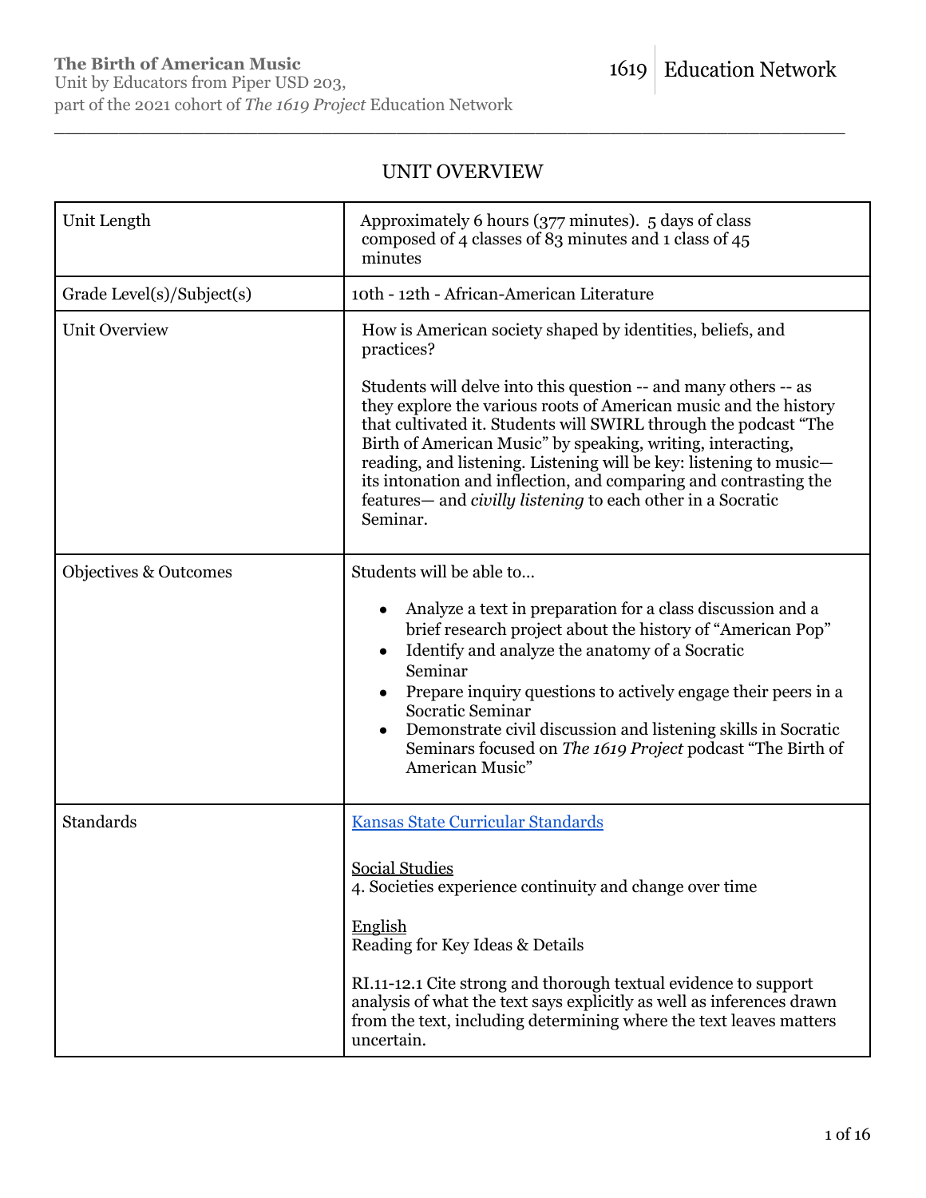**The Birth of American Music**
Unit by Educators from Piper USD 203,
part of the 2021 cohort of *The 1619 Project* Education Network

1619 | Education Network

## UNIT OVERVIEW

| | |
|---|---|
| Unit Length | Approximately 6 hours (377 minutes). 5 days of class composed of 4 classes of 83 minutes and 1 class of 45 minutes |
| Grade Level(s)/Subject(s) | 10th - 12th - African-American Literature |
| Unit Overview | How is American society shaped by identities, beliefs, and practices?<br><br>Students will delve into this question -- and many others -- as they explore the various roots of American music and the history that cultivated it. Students will SWIRL through the podcast "The Birth of American Music" by speaking, writing, interacting, reading, and listening. Listening will be key: listening to music— its intonation and inflection, and comparing and contrasting the features— and *civilly listening* to each other in a Socratic Seminar. |
| Objectives & Outcomes | Students will be able to…<br><br>• Analyze a text in preparation for a class discussion and a brief research project about the history of "American Pop"<br>• Identify and analyze the anatomy of a Socratic Seminar<br>• Prepare inquiry questions to actively engage their peers in a Socratic Seminar<br>• Demonstrate civil discussion and listening skills in Socratic Seminars focused on *The 1619 Project* podcast "The Birth of American Music" |
| Standards | Kansas State Curricular Standards<br><br>Social Studies<br>4. Societies experience continuity and change over time<br><br>English<br>Reading for Key Ideas & Details<br><br>RI.11-12.1 Cite strong and thorough textual evidence to support analysis of what the text says explicitly as well as inferences drawn from the text, including determining where the text leaves matters uncertain. |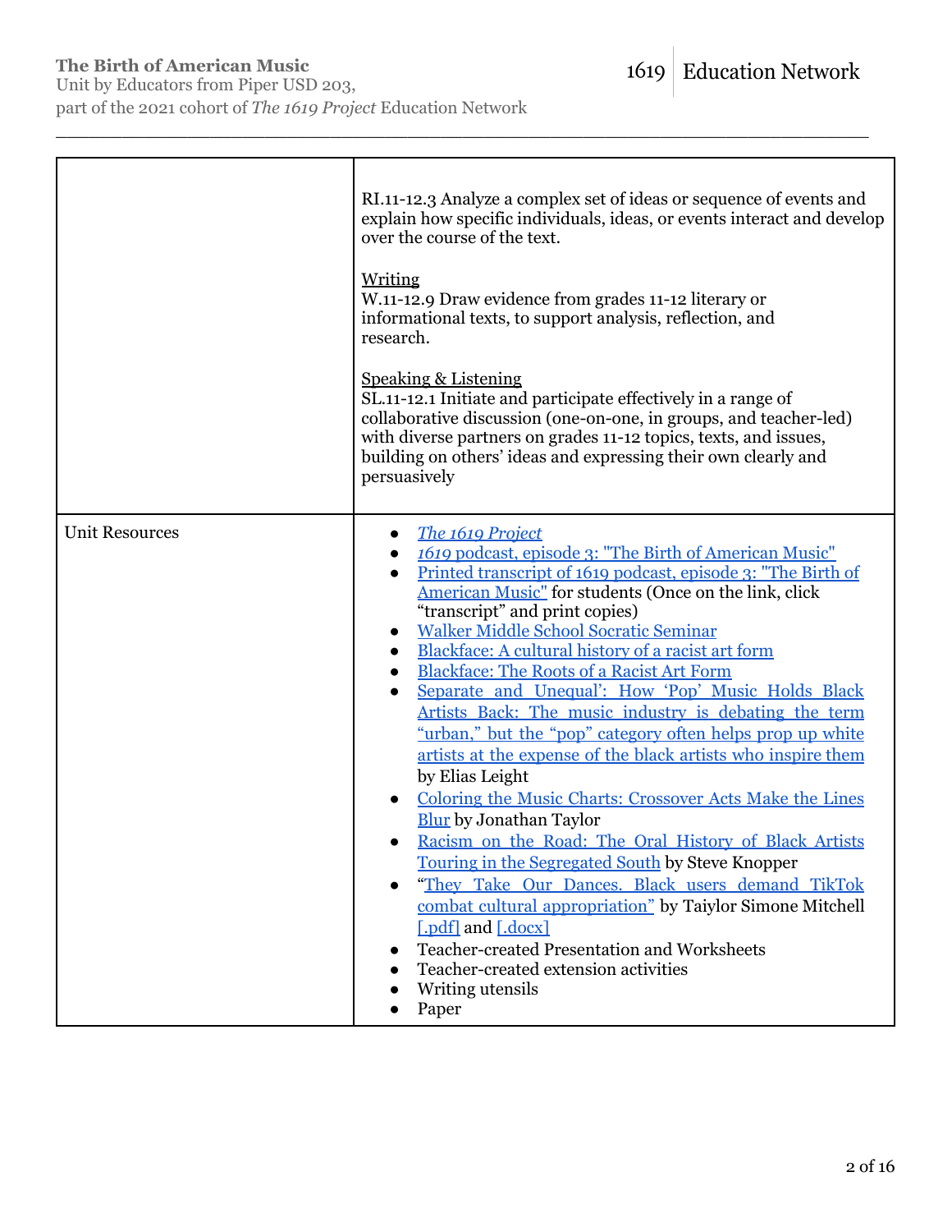| | |
|---|---|
| | RI.11-12.3 Analyze a complex set of ideas or sequence of events and explain how specific individuals, ideas, or events interact and develop over the course of the text.<br><br>Writing<br>W.11-12.9 Draw evidence from grades 11-12 literary or informational texts, to support analysis, reflection, and research.<br><br>Speaking & Listening<br>SL.11-12.1 Initiate and participate effectively in a range of collaborative discussion (one-on-one, in groups, and teacher-led) with diverse partners on grades 11-12 topics, texts, and issues, building on others' ideas and expressing their own clearly and persuasively |
| Unit Resources | • *The 1619 Project*<br>• *1619* podcast, episode 3: "The Birth of American Music"<br>• Printed transcript of 1619 podcast, episode 3: "The Birth of American Music" for students (Once on the link, click "transcript" and print copies)<br>• Walker Middle School Socratic Seminar<br>• Blackface: A cultural history of a racist art form<br>• Blackface: The Roots of a Racist Art Form<br>• Separate and Unequal': How 'Pop' Music Holds Black Artists Back: The music industry is debating the term "urban," but the "pop" category often helps prop up white artists at the expense of the black artists who inspire them by Elias Leight<br>• Coloring the Music Charts: Crossover Acts Make the Lines Blur by Jonathan Taylor<br>• Racism on the Road: The Oral History of Black Artists Touring in the Segregated South by Steve Knopper<br>• "They Take Our Dances. Black users demand TikTok combat cultural appropriation" by Taiylor Simone Mitchell [.pdf] and [.docx]<br>• Teacher-created Presentation and Worksheets<br>• Teacher-created extension activities<br>• Writing utensils<br>• Paper |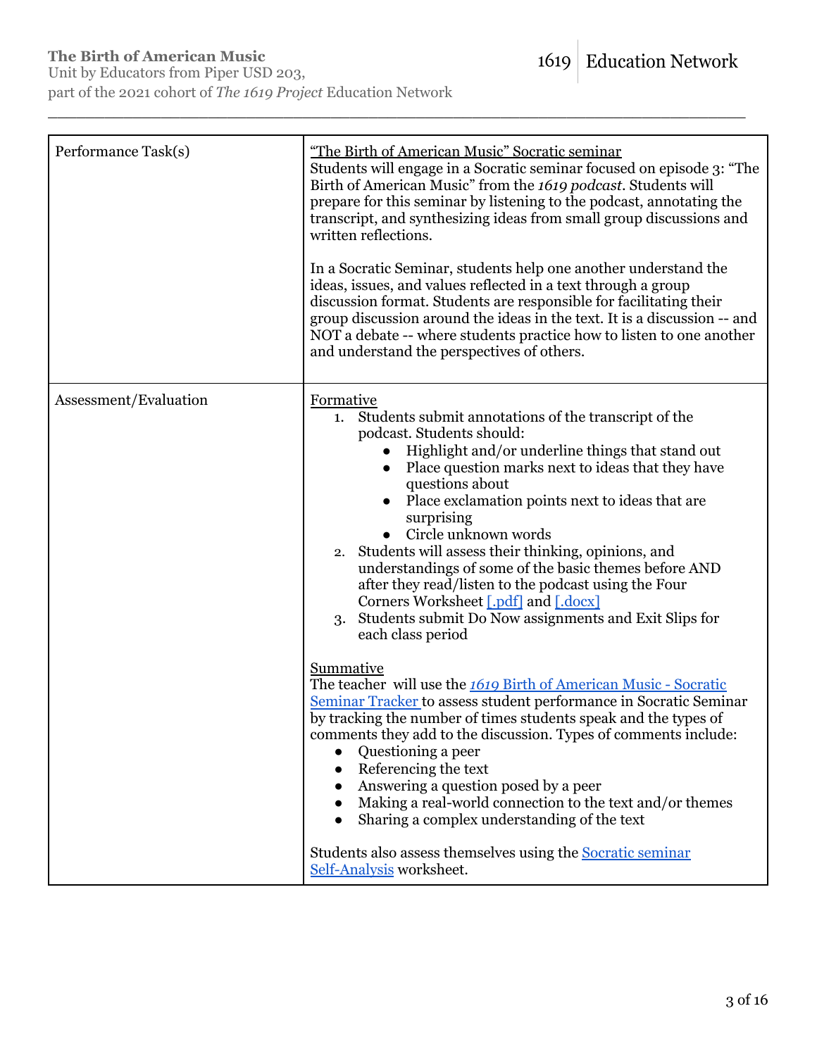| | |
|---|---|
| Performance Task(s) | "The Birth of American Music" Socratic seminar<br>Students will engage in a Socratic seminar focused on episode 3: "The Birth of American Music" from the *1619 podcast*. Students will prepare for this seminar by listening to the podcast, annotating the transcript, and synthesizing ideas from small group discussions and written reflections.<br><br>In a Socratic Seminar, students help one another understand the ideas, issues, and values reflected in a text through a group discussion format. Students are responsible for facilitating their group discussion around the ideas in the text. It is a discussion -- and NOT a debate -- where students practice how to listen to one another and understand the perspectives of others. |
| Assessment/Evaluation | Formative<br>1. Students submit annotations of the transcript of the podcast. Students should:<br>● Highlight and/or underline things that stand out<br>● Place question marks next to ideas that they have questions about<br>● Place exclamation points next to ideas that are surprising<br>● Circle unknown words<br>2. Students will assess their thinking, opinions, and understandings of some of the basic themes before AND after they read/listen to the podcast using the Four Corners Worksheet [.pdf] and [.docx]<br>3. Students submit Do Now assignments and Exit Slips for each class period<br><br>Summative<br>The teacher will use the *1619* Birth of American Music - Socratic Seminar Tracker to assess student performance in Socratic Seminar by tracking the number of times students speak and the types of comments they add to the discussion. Types of comments include:<br>● Questioning a peer<br>● Referencing the text<br>● Answering a question posed by a peer<br>● Making a real-world connection to the text and/or themes<br>● Sharing a complex understanding of the text<br><br>Students also assess themselves using the Socratic seminar Self-Analysis worksheet. |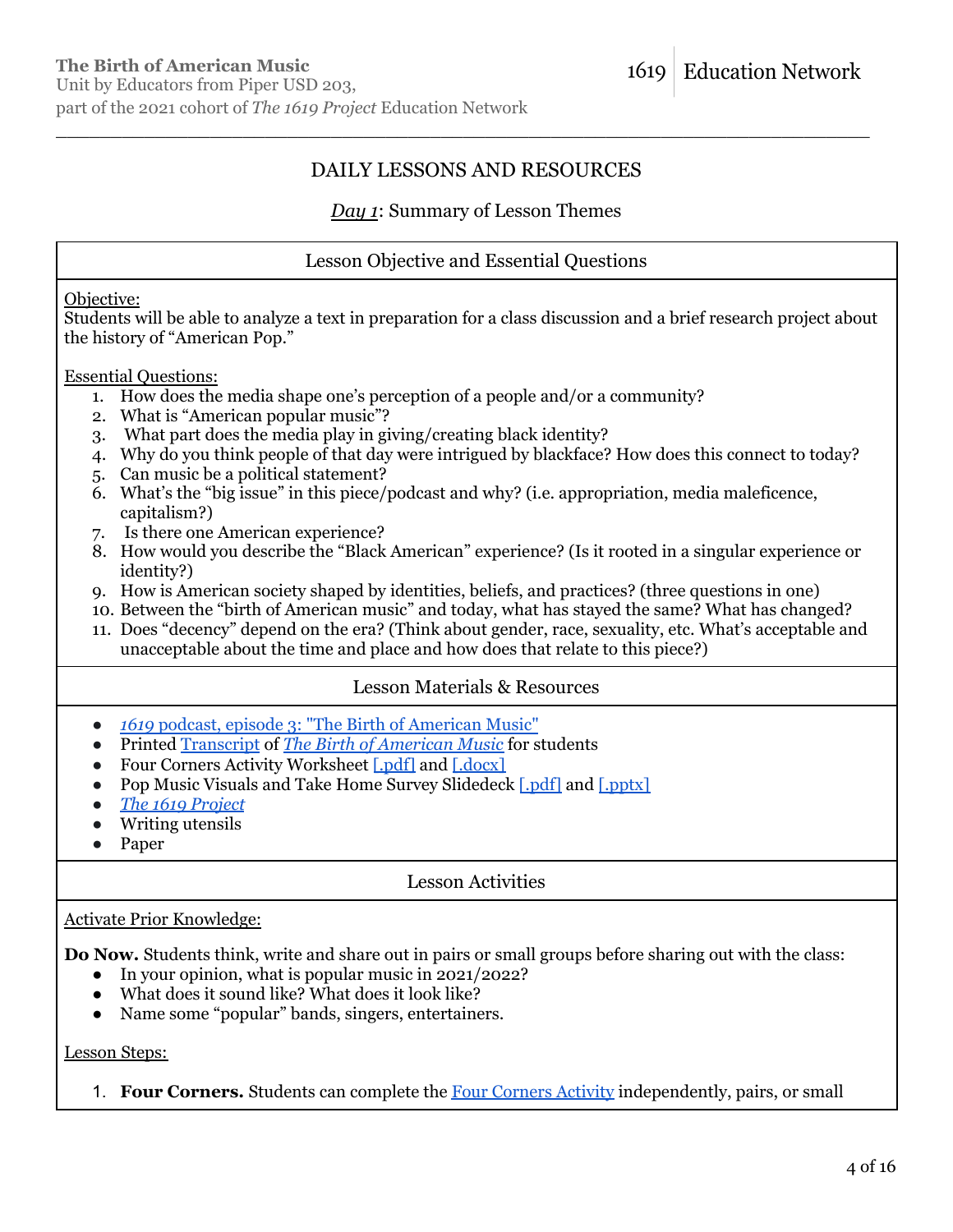# DAILY LESSONS AND RESOURCES

## *Day 1*: Summary of Lesson Themes

### Lesson Objective and Essential Questions

Objective:
Students will be able to analyze a text in preparation for a class discussion and a brief research project about the history of "American Pop."

Essential Questions:

1. How does the media shape one's perception of a people and/or a community?
2. What is "American popular music"?
3. What part does the media play in giving/creating black identity?
4. Why do you think people of that day were intrigued by blackface? How does this connect to today?
5. Can music be a political statement?
6. What's the "big issue" in this piece/podcast and why? (i.e. appropriation, media maleficence, capitalism?)
7. Is there one American experience?
8. How would you describe the "Black American" experience? (Is it rooted in a singular experience or identity?)
9. How is American society shaped by identities, beliefs, and practices? (three questions in one)
10. Between the "birth of American music" and today, what has stayed the same? What has changed?
11. Does "decency" depend on the era? (Think about gender, race, sexuality, etc. What's acceptable and unacceptable about the time and place and how does that relate to this piece?)

### Lesson Materials & Resources

- *1619* podcast, episode 3: "The Birth of American Music"
- Printed Transcript of *The Birth of American Music* for students
- Four Corners Activity Worksheet [.pdf] and [.docx]
- Pop Music Visuals and Take Home Survey Slidedeck [.pdf] and [.pptx]
- *The 1619 Project*
- Writing utensils
- Paper

### Lesson Activities

Activate Prior Knowledge:

**Do Now.** Students think, write and share out in pairs or small groups before sharing out with the class:

- In your opinion, what is popular music in 2021/2022?
- What does it sound like? What does it look like?
- Name some "popular" bands, singers, entertainers.

Lesson Steps:

1. **Four Corners.** Students can complete the Four Corners Activity independently, pairs, or small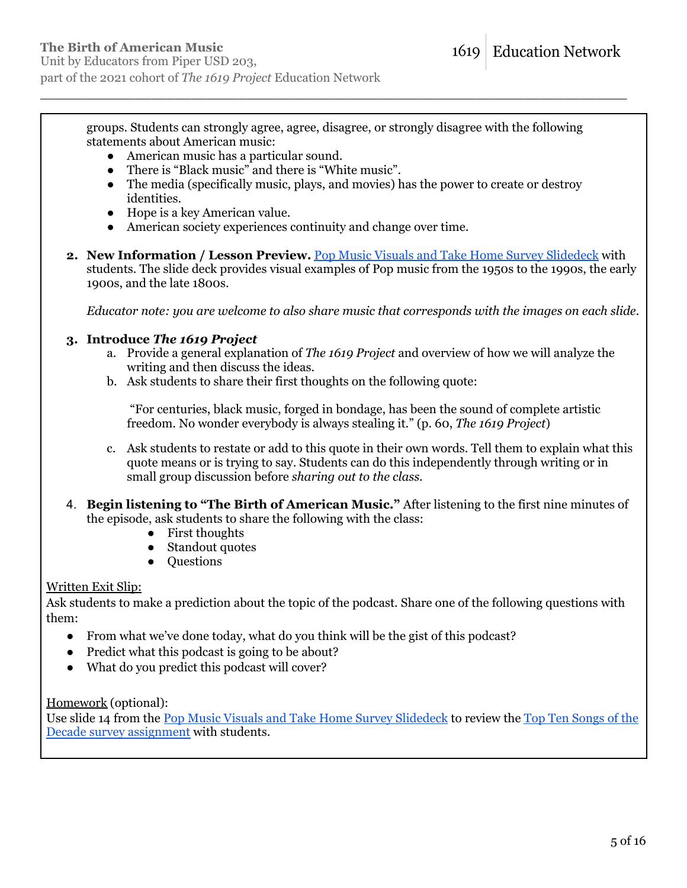groups. Students can strongly agree, agree, disagree, or strongly disagree with the following statements about American music:

- American music has a particular sound.
- There is "Black music" and there is "White music".
- The media (specifically music, plays, and movies) has the power to create or destroy identities.
- Hope is a key American value.
- American society experiences continuity and change over time.

2. **New Information / Lesson Preview.** [Pop Music Visuals and Take Home Survey Slidedeck]() with students. The slide deck provides visual examples of Pop music from the 1950s to the 1990s, the early 1900s, and the late 1800s.

   *Educator note: you are welcome to also share music that corresponds with the images on each slide.*

3. **Introduce *The 1619 Project***
   a. Provide a general explanation of *The 1619 Project* and overview of how we will analyze the writing and then discuss the ideas.
   b. Ask students to share their first thoughts on the following quote:

      "For centuries, black music, forged in bondage, has been the sound of complete artistic freedom. No wonder everybody is always stealing it." (p. 60, *The 1619 Project*)

   c. Ask students to restate or add to this quote in their own words. Tell them to explain what this quote means or is trying to say. Students can do this independently through writing or in small group discussion before *sharing out to the class*.

4. **Begin listening to "The Birth of American Music."** After listening to the first nine minutes of the episode, ask students to share the following with the class:
   - First thoughts
   - Standout quotes
   - Questions

Written Exit Slip:
Ask students to make a prediction about the topic of the podcast. Share one of the following questions with them:

- From what we've done today, what do you think will be the gist of this podcast?
- Predict what this podcast is going to be about?
- What do you predict this podcast will cover?

Homework (optional):
Use slide 14 from the [Pop Music Visuals and Take Home Survey Slidedeck]() to review the [Top Ten Songs of the Decade survey assignment]() with students.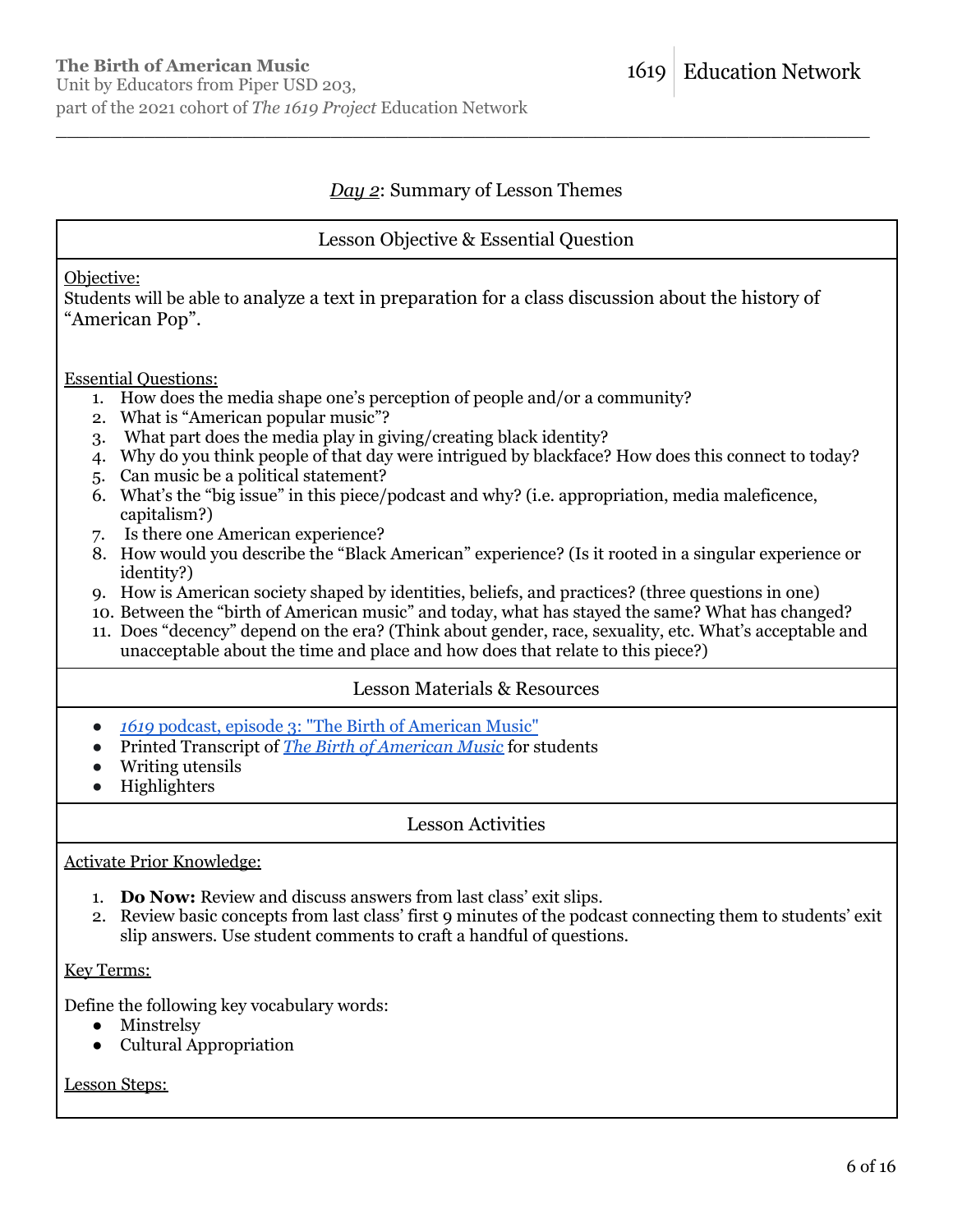## *Day 2*: Summary of Lesson Themes

### Lesson Objective & Essential Question

Objective:
Students will be able to analyze a text in preparation for a class discussion about the history of "American Pop".

Essential Questions:

1. How does the media shape one's perception of people and/or a community?
2. What is "American popular music"?
3. What part does the media play in giving/creating black identity?
4. Why do you think people of that day were intrigued by blackface? How does this connect to today?
5. Can music be a political statement?
6. What's the "big issue" in this piece/podcast and why? (i.e. appropriation, media maleficence, capitalism?)
7. Is there one American experience?
8. How would you describe the "Black American" experience? (Is it rooted in a singular experience or identity?)
9. How is American society shaped by identities, beliefs, and practices? (three questions in one)
10. Between the "birth of American music" and today, what has stayed the same? What has changed?
11. Does "decency" depend on the era? (Think about gender, race, sexuality, etc. What's acceptable and unacceptable about the time and place and how does that relate to this piece?)

### Lesson Materials & Resources

- *1619* podcast, episode 3: "The Birth of American Music"
- Printed Transcript of *The Birth of American Music* for students
- Writing utensils
- Highlighters

### Lesson Activities

Activate Prior Knowledge:

1. **Do Now:** Review and discuss answers from last class' exit slips.
2. Review basic concepts from last class' first 9 minutes of the podcast connecting them to students' exit slip answers. Use student comments to craft a handful of questions.

Key Terms:

Define the following key vocabulary words:

- Minstrelsy
- Cultural Appropriation

Lesson Steps: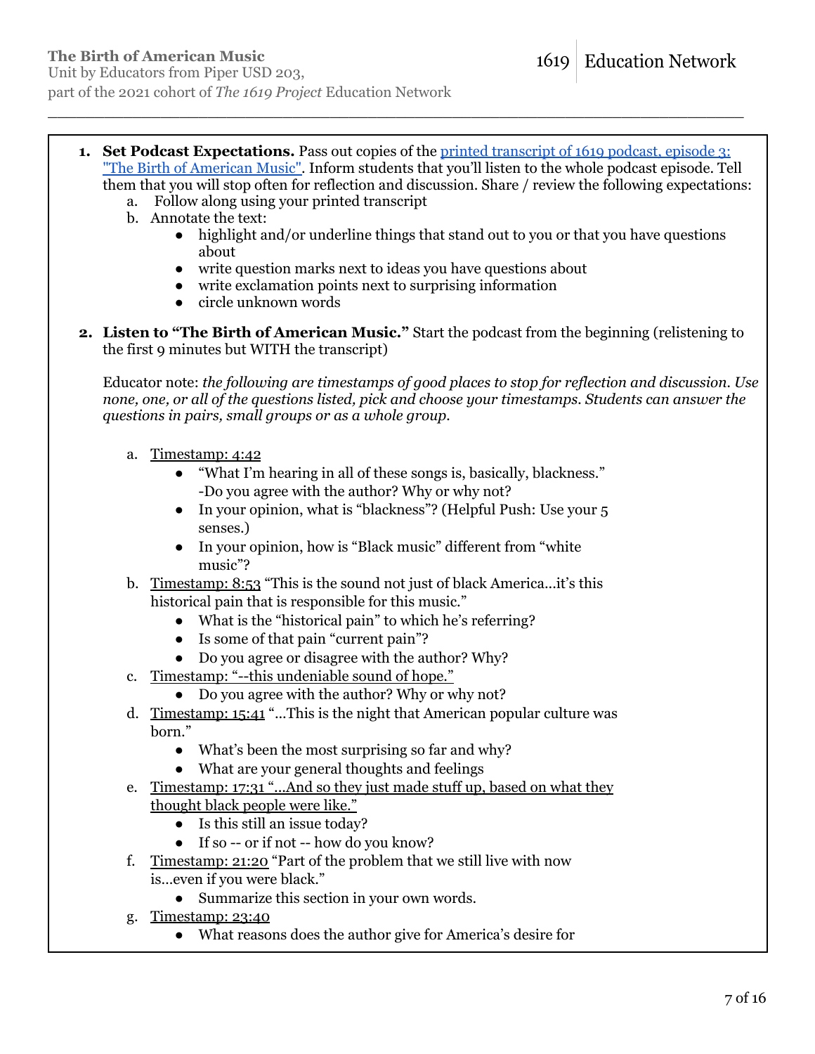1. **Set Podcast Expectations.** Pass out copies of the [printed transcript of 1619 podcast, episode 3: "The Birth of American Music"](). Inform students that you'll listen to the whole podcast episode. Tell them that you will stop often for reflection and discussion. Share / review the following expectations:
   a. Follow along using your printed transcript
   b. Annotate the text:
      - highlight and/or underline things that stand out to you or that you have questions about
      - write question marks next to ideas you have questions about
      - write exclamation points next to surprising information
      - circle unknown words

2. **Listen to "The Birth of American Music."** Start the podcast from the beginning (relistening to the first 9 minutes but WITH the transcript)

   Educator note: *the following are timestamps of good places to stop for reflection and discussion. Use none, one, or all of the questions listed, pick and choose your timestamps. Students can answer the questions in pairs, small groups or as a whole group.*

   a. Timestamp: 4:42
      - "What I'm hearing in all of these songs is, basically, blackness." -Do you agree with the author? Why or why not?
      - In your opinion, what is "blackness"? (Helpful Push: Use your 5 senses.)
      - In your opinion, how is "Black music" different from "white music"?
   b. Timestamp: 8:53 "This is the sound not just of black America…it's this historical pain that is responsible for this music."
      - What is the "historical pain" to which he's referring?
      - Is some of that pain "current pain"?
      - Do you agree or disagree with the author? Why?
   c. Timestamp: "--this undeniable sound of hope."
      - Do you agree with the author? Why or why not?
   d. Timestamp: 15:41 "…This is the night that American popular culture was born."
      - What's been the most surprising so far and why?
      - What are your general thoughts and feelings
   e. Timestamp: 17:31 "…And so they just made stuff up, based on what they thought black people were like."
      - Is this still an issue today?
      - If so -- or if not -- how do you know?
   f. Timestamp: 21:20 "Part of the problem that we still live with now is…even if you were black."
      - Summarize this section in your own words.
   g. Timestamp: 23:40
      - What reasons does the author give for America's desire for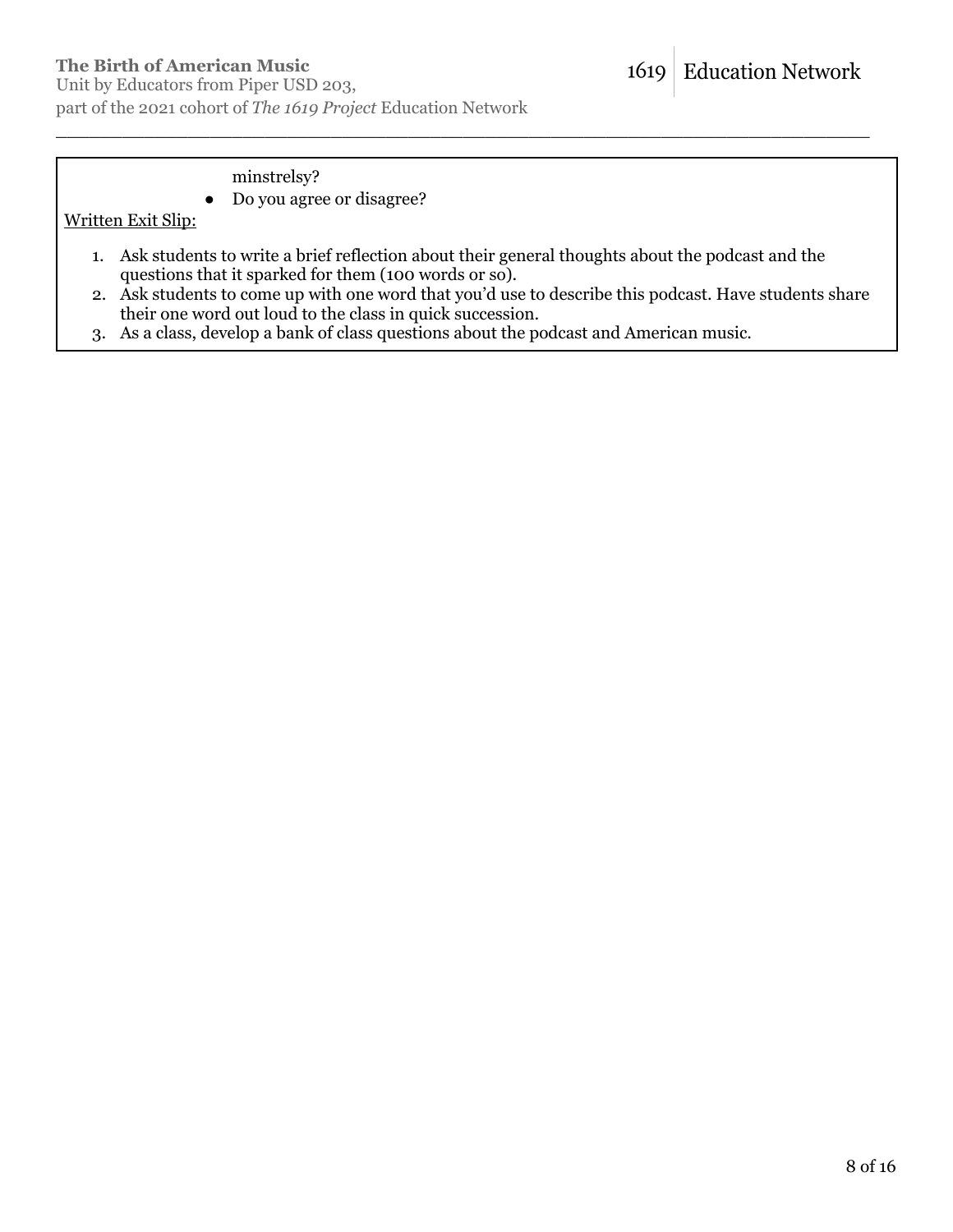minstrelsy?

- Do you agree or disagree?

Written Exit Slip:

1. Ask students to write a brief reflection about their general thoughts about the podcast and the questions that it sparked for them (100 words or so).
2. Ask students to come up with one word that you'd use to describe this podcast. Have students share their one word out loud to the class in quick succession.
3. As a class, develop a bank of class questions about the podcast and American music.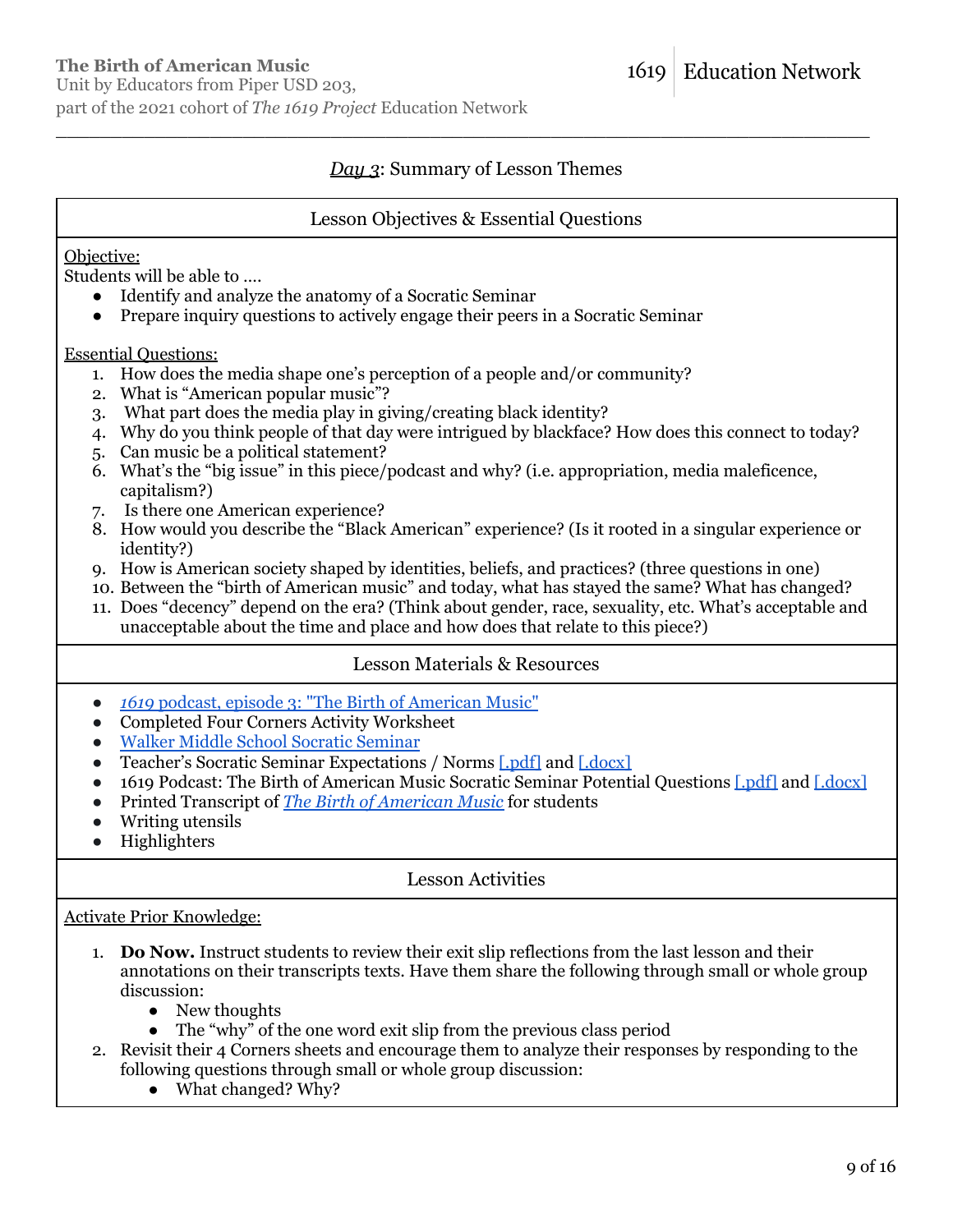## *Day 3*: Summary of Lesson Themes

### Lesson Objectives & Essential Questions

Objective:
Students will be able to ….

- Identify and analyze the anatomy of a Socratic Seminar
- Prepare inquiry questions to actively engage their peers in a Socratic Seminar

Essential Questions:

1. How does the media shape one's perception of a people and/or community?
2. What is "American popular music"?
3. What part does the media play in giving/creating black identity?
4. Why do you think people of that day were intrigued by blackface? How does this connect to today?
5. Can music be a political statement?
6. What's the "big issue" in this piece/podcast and why? (i.e. appropriation, media maleficence, capitalism?)
7. Is there one American experience?
8. How would you describe the "Black American" experience? (Is it rooted in a singular experience or identity?)
9. How is American society shaped by identities, beliefs, and practices? (three questions in one)
10. Between the "birth of American music" and today, what has stayed the same? What has changed?
11. Does "decency" depend on the era? (Think about gender, race, sexuality, etc. What's acceptable and unacceptable about the time and place and how does that relate to this piece?)

### Lesson Materials & Resources

- *1619* podcast, episode 3: "The Birth of American Music"
- Completed Four Corners Activity Worksheet
- Walker Middle School Socratic Seminar
- Teacher's Socratic Seminar Expectations / Norms [.pdf] and [.docx]
- 1619 Podcast: The Birth of American Music Socratic Seminar Potential Questions [.pdf] and [.docx]
- Printed Transcript of *The Birth of American Music* for students
- Writing utensils
- Highlighters

### Lesson Activities

Activate Prior Knowledge:

1. **Do Now.** Instruct students to review their exit slip reflections from the last lesson and their annotations on their transcripts texts. Have them share the following through small or whole group discussion:
   - New thoughts
   - The "why" of the one word exit slip from the previous class period
2. Revisit their 4 Corners sheets and encourage them to analyze their responses by responding to the following questions through small or whole group discussion:
   - What changed? Why?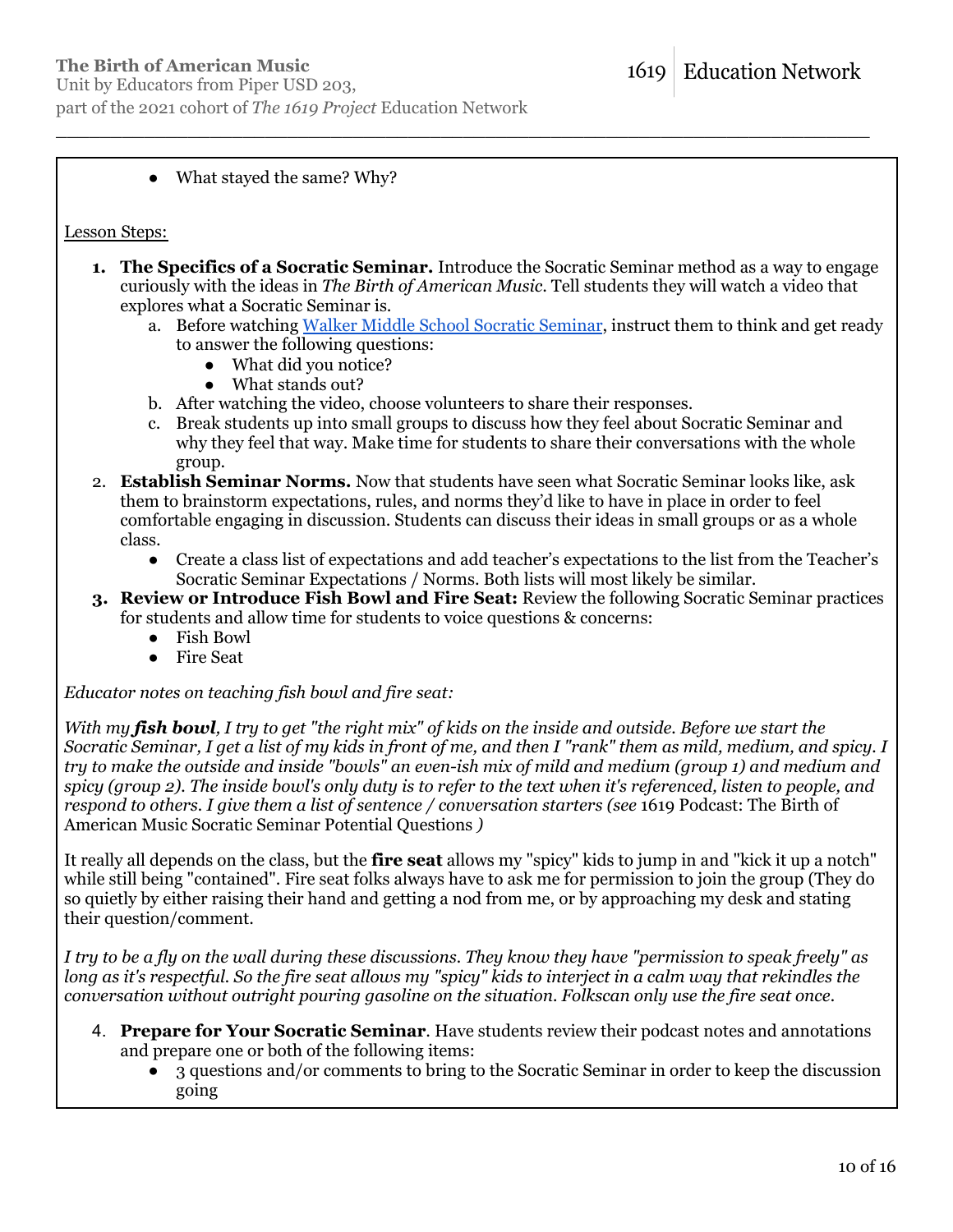- What stayed the same? Why?

Lesson Steps:

1. **The Specifics of a Socratic Seminar.** Introduce the Socratic Seminar method as a way to engage curiously with the ideas in *The Birth of American Music*. Tell students they will watch a video that explores what a Socratic Seminar is.
   a. Before watching Walker Middle School Socratic Seminar, instruct them to think and get ready to answer the following questions:
      - What did you notice?
      - What stands out?
   b. After watching the video, choose volunteers to share their responses.
   c. Break students up into small groups to discuss how they feel about Socratic Seminar and why they feel that way. Make time for students to share their conversations with the whole group.
2. **Establish Seminar Norms.** Now that students have seen what Socratic Seminar looks like, ask them to brainstorm expectations, rules, and norms they'd like to have in place in order to feel comfortable engaging in discussion. Students can discuss their ideas in small groups or as a whole class.
   - Create a class list of expectations and add teacher's expectations to the list from the Teacher's Socratic Seminar Expectations / Norms. Both lists will most likely be similar.
3. **Review or Introduce Fish Bowl and Fire Seat:** Review the following Socratic Seminar practices for students and allow time for students to voice questions & concerns:
   - Fish Bowl
   - Fire Seat

*Educator notes on teaching fish bowl and fire seat:*

*With my **fish bowl**, I try to get "the right mix" of kids on the inside and outside. Before we start the Socratic Seminar, I get a list of my kids in front of me, and then I "rank" them as mild, medium, and spicy. I try to make the outside and inside "bowls" an even-ish mix of mild and medium (group 1) and medium and spicy (group 2). The inside bowl's only duty is to refer to the text when it's referenced, listen to people, and respond to others. I give them a list of sentence / conversation starters (see* 1619 Podcast: The Birth of American Music Socratic Seminar Potential Questions *)*

It really all depends on the class, but the **fire seat** allows my "spicy" kids to jump in and "kick it up a notch" while still being "contained". Fire seat folks always have to ask me for permission to join the group (They do so quietly by either raising their hand and getting a nod from me, or by approaching my desk and stating their question/comment.

*I try to be a fly on the wall during these discussions. They know they have "permission to speak freely" as long as it's respectful. So the fire seat allows my "spicy" kids to interject in a calm way that rekindles the conversation without outright pouring gasoline on the situation. Folkscan only use the fire seat once.*

4. **Prepare for Your Socratic Seminar**. Have students review their podcast notes and annotations and prepare one or both of the following items:
   - 3 questions and/or comments to bring to the Socratic Seminar in order to keep the discussion going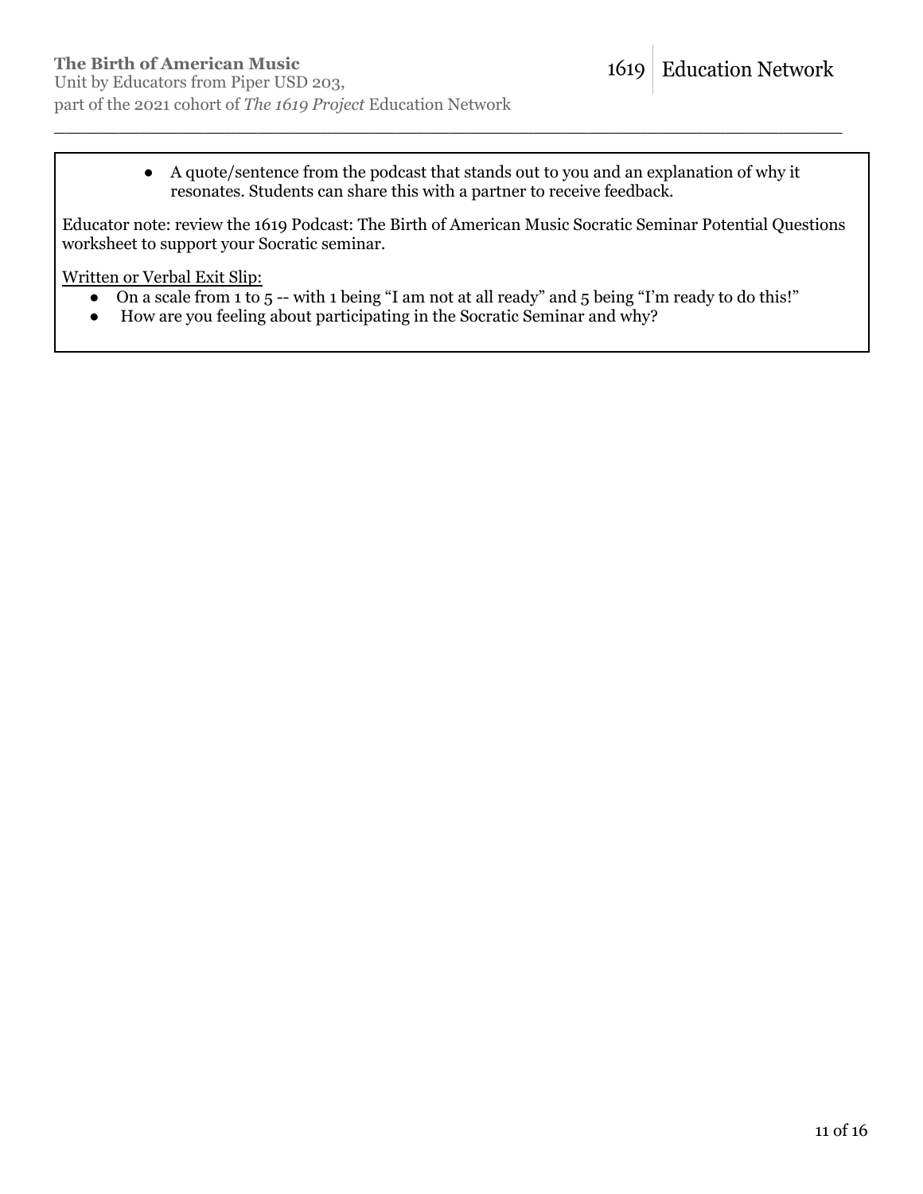- A quote/sentence from the podcast that stands out to you and an explanation of why it resonates. Students can share this with a partner to receive feedback.

Educator note: review the 1619 Podcast: The Birth of American Music Socratic Seminar Potential Questions worksheet to support your Socratic seminar.

Written or Verbal Exit Slip:

- On a scale from 1 to 5 -- with 1 being "I am not at all ready" and 5 being "I'm ready to do this!"
- How are you feeling about participating in the Socratic Seminar and why?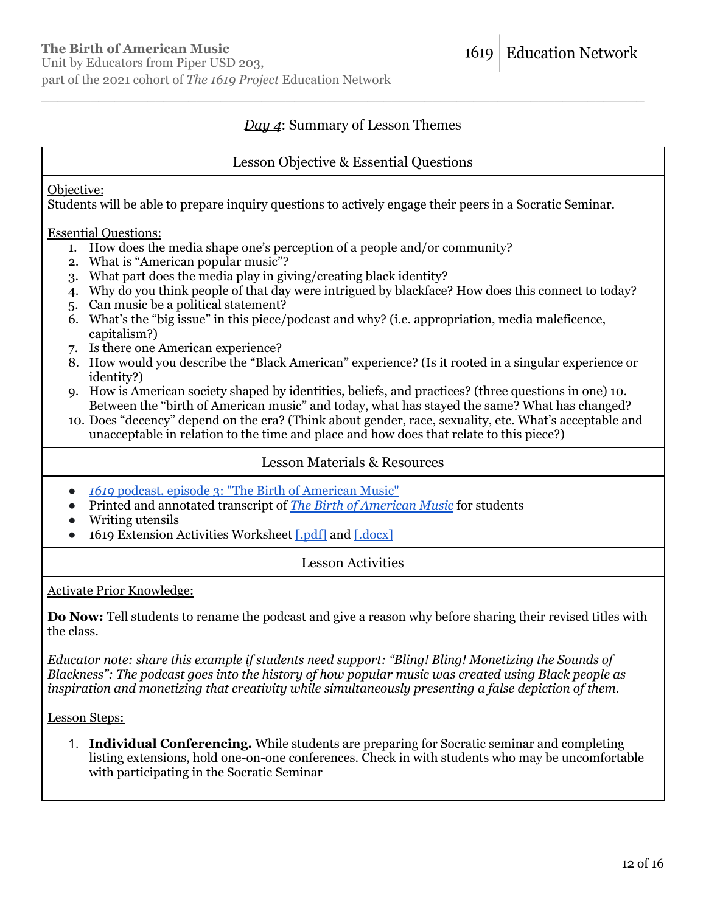**The Birth of American Music**
Unit by Educators from Piper USD 203,
part of the 2021 cohort of *The 1619 Project* Education Network

1619 Education Network

## *Day 4*: Summary of Lesson Themes

### Lesson Objective & Essential Questions

Objective:
Students will be able to prepare inquiry questions to actively engage their peers in a Socratic Seminar.

Essential Questions:

1. How does the media shape one's perception of a people and/or community?
2. What is "American popular music"?
3. What part does the media play in giving/creating black identity?
4. Why do you think people of that day were intrigued by blackface? How does this connect to today?
5. Can music be a political statement?
6. What's the "big issue" in this piece/podcast and why? (i.e. appropriation, media maleficence, capitalism?)
7. Is there one American experience?
8. How would you describe the "Black American" experience? (Is it rooted in a singular experience or identity?)
9. How is American society shaped by identities, beliefs, and practices? (three questions in one) 10. Between the "birth of American music" and today, what has stayed the same? What has changed?
10. Does "decency" depend on the era? (Think about gender, race, sexuality, etc. What's acceptable and unacceptable in relation to the time and place and how does that relate to this piece?)

### Lesson Materials & Resources

- *1619* podcast, episode 3: "The Birth of American Music"
- Printed and annotated transcript of *The Birth of American Music* for students
- Writing utensils
- 1619 Extension Activities Worksheet [.pdf] and [.docx]

### Lesson Activities

Activate Prior Knowledge:

**Do Now:** Tell students to rename the podcast and give a reason why before sharing their revised titles with the class.

*Educator note: share this example if students need support: "Bling! Bling! Monetizing the Sounds of Blackness": The podcast goes into the history of how popular music was created using Black people as inspiration and monetizing that creativity while simultaneously presenting a false depiction of them.*

Lesson Steps:

1. **Individual Conferencing.** While students are preparing for Socratic seminar and completing listing extensions, hold one-on-one conferences. Check in with students who may be uncomfortable with participating in the Socratic Seminar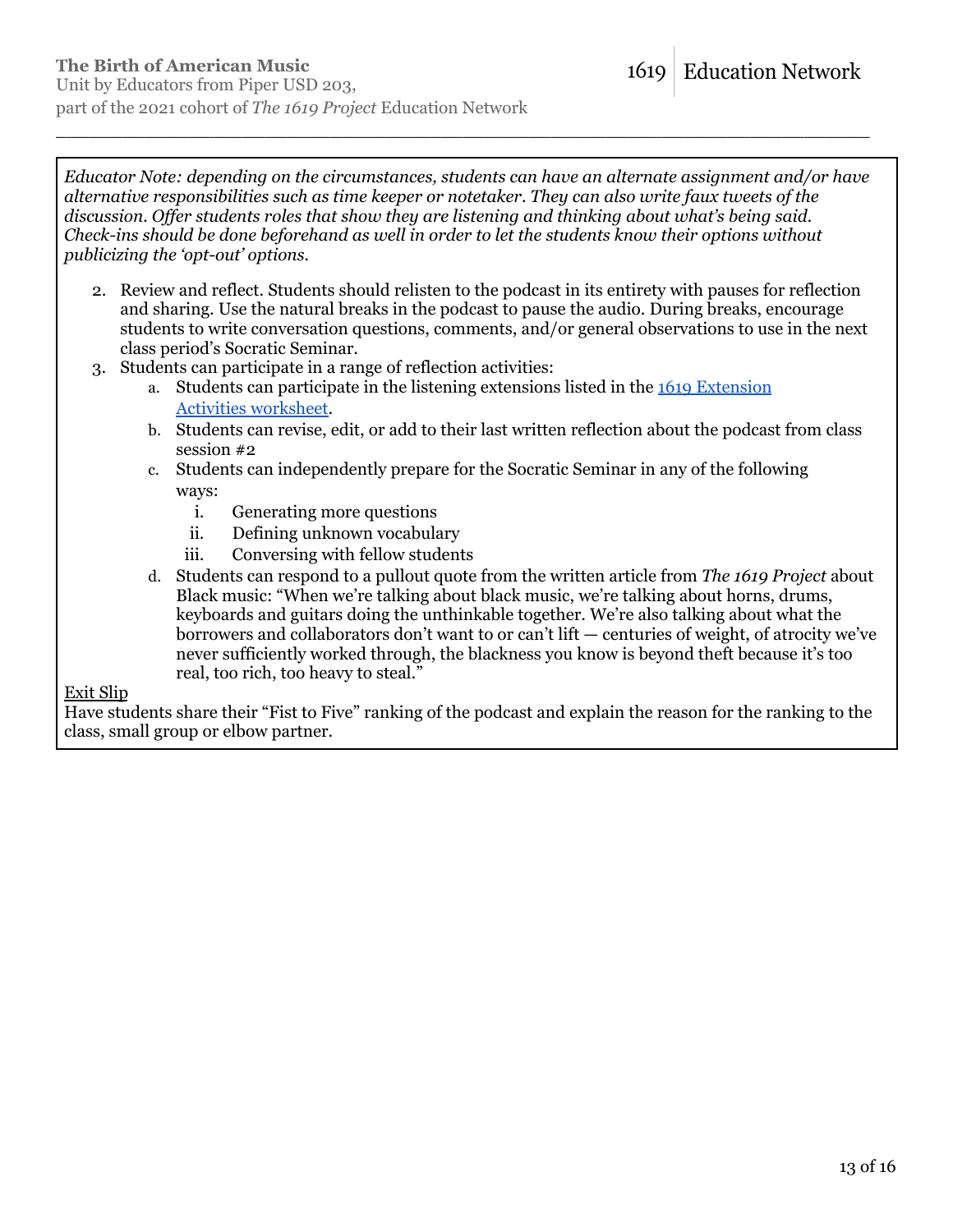*Educator Note: depending on the circumstances, students can have an alternate assignment and/or have alternative responsibilities such as time keeper or notetaker. They can also write faux tweets of the discussion. Offer students roles that show they are listening and thinking about what's being said. Check-ins should be done beforehand as well in order to let the students know their options without publicizing the 'opt-out' options.*

2. Review and reflect. Students should relisten to the podcast in its entirety with pauses for reflection and sharing. Use the natural breaks in the podcast to pause the audio. During breaks, encourage students to write conversation questions, comments, and/or general observations to use in the next class period's Socratic Seminar.
3. Students can participate in a range of reflection activities:
   a. Students can participate in the listening extensions listed in the [1619 Extension Activities worksheet](#).
   b. Students can revise, edit, or add to their last written reflection about the podcast from class session #2
   c. Students can independently prepare for the Socratic Seminar in any of the following ways:
      i. Generating more questions
      ii. Defining unknown vocabulary
      iii. Conversing with fellow students
   d. Students can respond to a pullout quote from the written article from *The 1619 Project* about Black music: "When we're talking about black music, we're talking about horns, drums, keyboards and guitars doing the unthinkable together. We're also talking about what the borrowers and collaborators don't want to or can't lift — centuries of weight, of atrocity we've never sufficiently worked through, the blackness you know is beyond theft because it's too real, too rich, too heavy to steal."

<u>Exit Slip</u>
Have students share their "Fist to Five" ranking of the podcast and explain the reason for the ranking to the class, small group or elbow partner.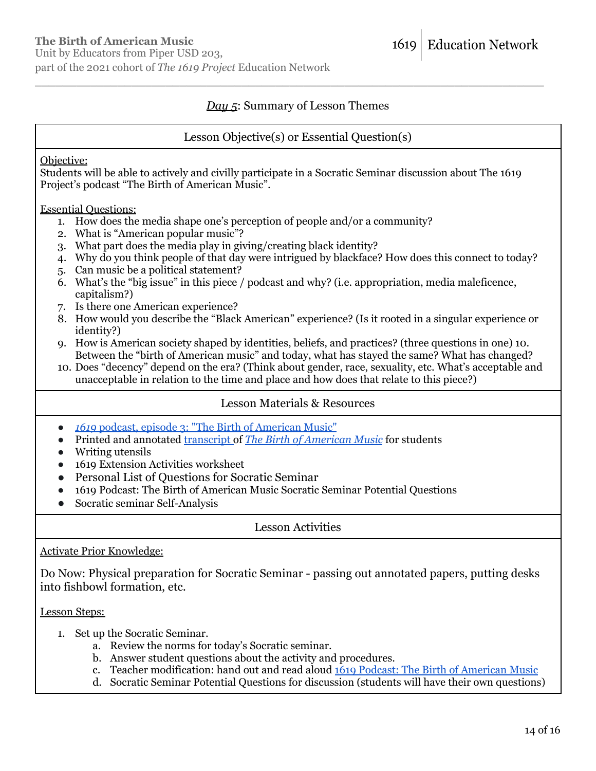## *Day 5*: Summary of Lesson Themes

### Lesson Objective(s) or Essential Question(s)

Objective:
Students will be able to actively and civilly participate in a Socratic Seminar discussion about The 1619 Project's podcast "The Birth of American Music".

Essential Questions:

1. How does the media shape one's perception of people and/or a community?
2. What is "American popular music"?
3. What part does the media play in giving/creating black identity?
4. Why do you think people of that day were intrigued by blackface? How does this connect to today?
5. Can music be a political statement?
6. What's the "big issue" in this piece / podcast and why? (i.e. appropriation, media maleficence, capitalism?)
7. Is there one American experience?
8. How would you describe the "Black American" experience? (Is it rooted in a singular experience or identity?)
9. How is American society shaped by identities, beliefs, and practices? (three questions in one) 10. Between the "birth of American music" and today, what has stayed the same? What has changed?
10. Does "decency" depend on the era? (Think about gender, race, sexuality, etc. What's acceptable and unacceptable in relation to the time and place and how does that relate to this piece?)

### Lesson Materials & Resources

- *1619* podcast, episode 3: "The Birth of American Music"
- Printed and annotated transcript of *The Birth of American Music* for students
- Writing utensils
- 1619 Extension Activities worksheet
- Personal List of Questions for Socratic Seminar
- 1619 Podcast: The Birth of American Music Socratic Seminar Potential Questions
- Socratic seminar Self-Analysis

### Lesson Activities

Activate Prior Knowledge:

Do Now: Physical preparation for Socratic Seminar - passing out annotated papers, putting desks into fishbowl formation, etc.

Lesson Steps:

1. Set up the Socratic Seminar.
   a. Review the norms for today's Socratic seminar.
   b. Answer student questions about the activity and procedures.
   c. Teacher modification: hand out and read aloud 1619 Podcast: The Birth of American Music
   d. Socratic Seminar Potential Questions for discussion (students will have their own questions)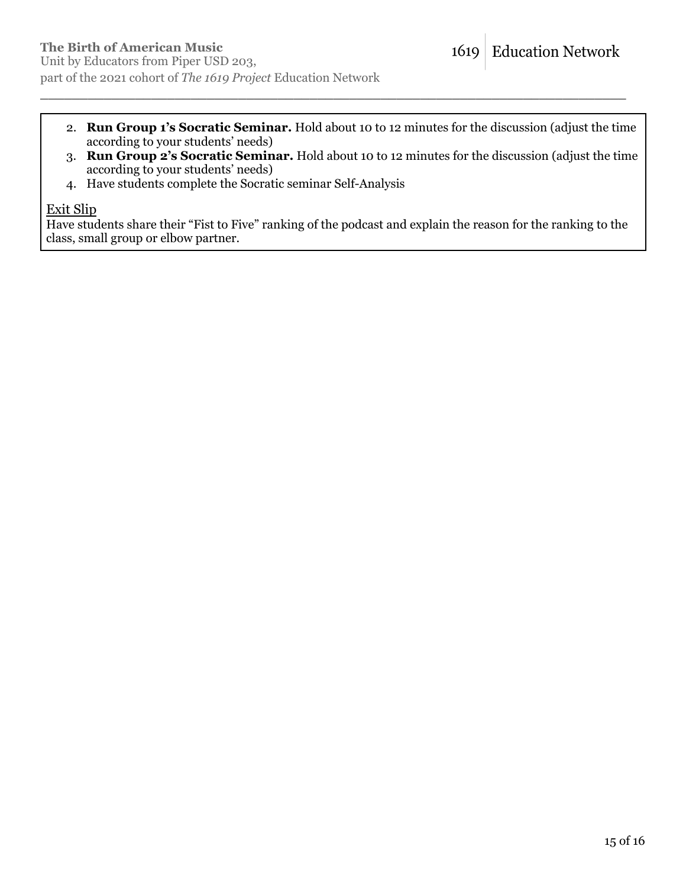2. **Run Group 1's Socratic Seminar.** Hold about 10 to 12 minutes for the discussion (adjust the time according to your students' needs)
3. **Run Group 2's Socratic Seminar.** Hold about 10 to 12 minutes for the discussion (adjust the time according to your students' needs)
4. Have students complete the Socratic seminar Self-Analysis

Exit Slip

Have students share their "Fist to Five" ranking of the podcast and explain the reason for the ranking to the class, small group or elbow partner.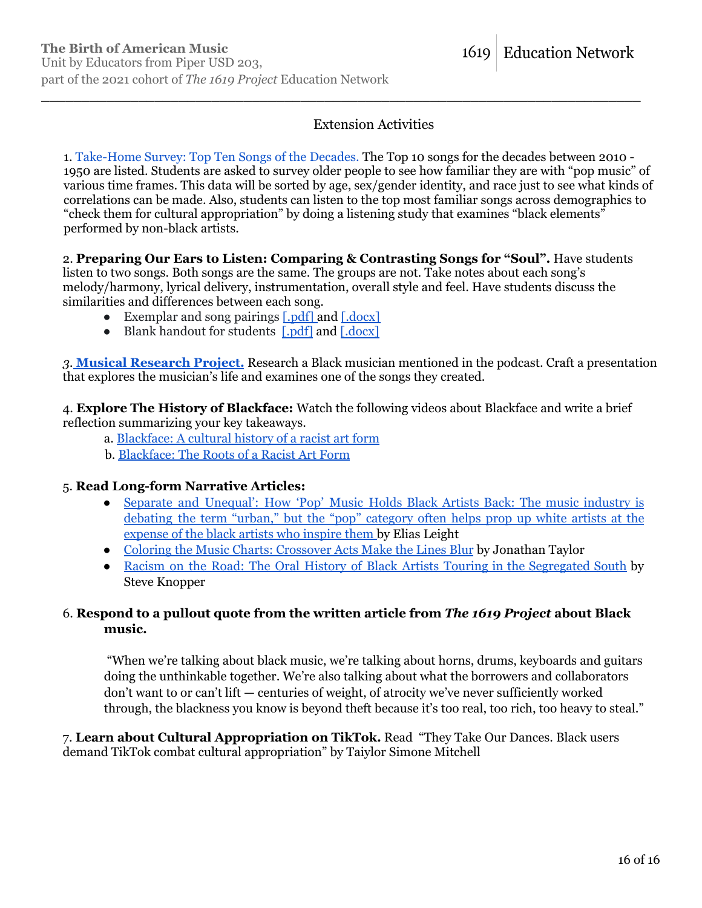# Extension Activities

1. Take-Home Survey: Top Ten Songs of the Decades. The Top 10 songs for the decades between 2010 - 1950 are listed. Students are asked to survey older people to see how familiar they are with "pop music" of various time frames. This data will be sorted by age, sex/gender identity, and race just to see what kinds of correlations can be made. Also, students can listen to the top most familiar songs across demographics to "check them for cultural appropriation" by doing a listening study that examines "black elements" performed by non-black artists.

2. **Preparing Our Ears to Listen: Comparing & Contrasting Songs for "Soul".** Have students listen to two songs. Both songs are the same. The groups are not. Take notes about each song's melody/harmony, lyrical delivery, instrumentation, overall style and feel. Have students discuss the similarities and differences between each song.
   - Exemplar and song pairings [.pdf] and [.docx]
   - Blank handout for students [.pdf] and [.docx]

3. **Musical Research Project.** Research a Black musician mentioned in the podcast. Craft a presentation that explores the musician's life and examines one of the songs they created.

4. **Explore The History of Blackface:** Watch the following videos about Blackface and write a brief reflection summarizing your key takeaways.
   a. Blackface: A cultural history of a racist art form
   b. Blackface: The Roots of a Racist Art Form

5. **Read Long-form Narrative Articles:**
   - Separate and Unequal': How 'Pop' Music Holds Black Artists Back: The music industry is debating the term "urban," but the "pop" category often helps prop up white artists at the expense of the black artists who inspire them by Elias Leight
   - Coloring the Music Charts: Crossover Acts Make the Lines Blur by Jonathan Taylor
   - Racism on the Road: The Oral History of Black Artists Touring in the Segregated South by Steve Knopper

6. **Respond to a pullout quote from the written article from *The 1619 Project* about Black music.**

   "When we're talking about black music, we're talking about horns, drums, keyboards and guitars doing the unthinkable together. We're also talking about what the borrowers and collaborators don't want to or can't lift — centuries of weight, of atrocity we've never sufficiently worked through, the blackness you know is beyond theft because it's too real, too rich, too heavy to steal."

7. **Learn about Cultural Appropriation on TikTok.** Read "They Take Our Dances. Black users demand TikTok combat cultural appropriation" by Taiylor Simone Mitchell